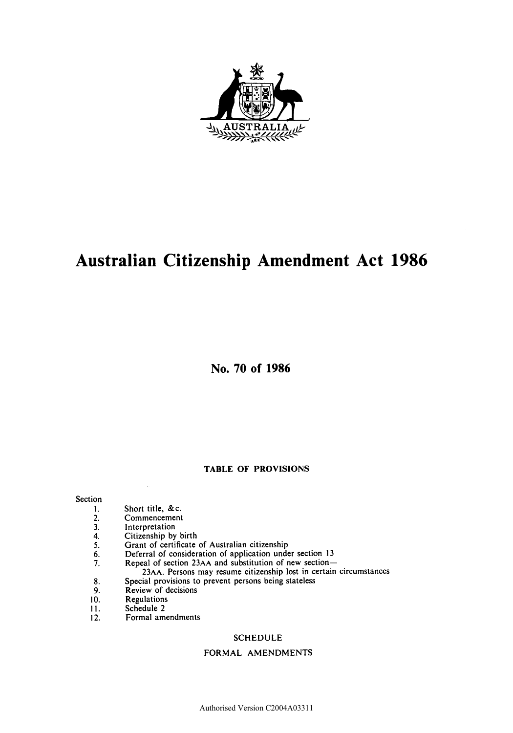AUSTRALIA

# Australian Citizenship Amendment Act 1986

## No. 70 of 1986

### TABLE OF PROVISIONS

Section

1. Short title, &c.
2. Commencement
3. Interpretation
4. Citizenship by birth
5. Grant of certificate of Australian citizenship
6. Deferral of consideration of application under section 13
7. Repeal of section 23AA and substitution of new section—
   23AA. Persons may resume citizenship lost in certain circumstances
8. Special provisions to prevent persons being stateless
9. Review of decisions
10. Regulations
11. Schedule 2
12. Formal amendments

SCHEDULE

FORMAL AMENDMENTS

Authorised Version C2004A03311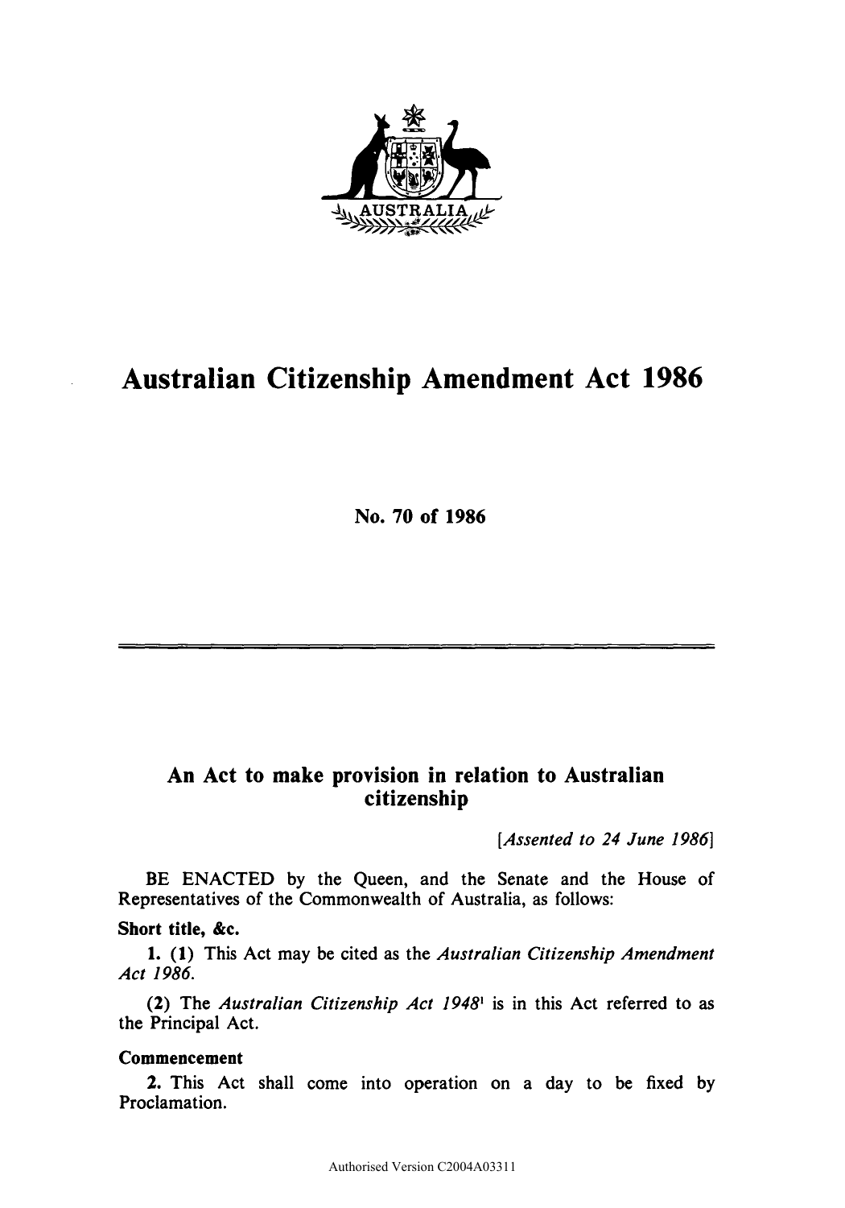# Australian Citizenship Amendment Act 1986

**No. 70 of 1986**

---

## An Act to make provision in relation to Australian citizenship

*[Assented to 24 June 1986]*

BE ENACTED by the Queen, and the Senate and the House of Representatives of the Commonwealth of Australia, as follows:

**Short title, &c.**

**1. (1)** This Act may be cited as the *Australian Citizenship Amendment Act 1986*.

**(2)** The *Australian Citizenship Act 1948*[1] is in this Act referred to as the Principal Act.

**Commencement**

**2.** This Act shall come into operation on a day to be fixed by Proclamation.

Authorised Version C2004A03311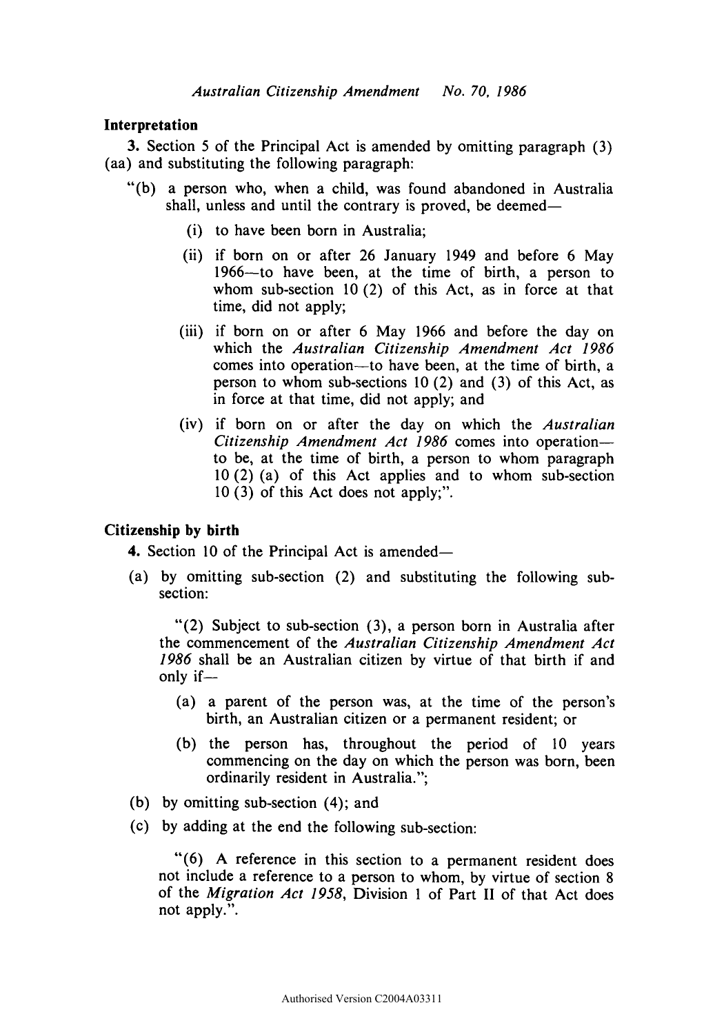### Interpretation

**3.** Section 5 of the Principal Act is amended by omitting paragraph (3) (aa) and substituting the following paragraph:

"(b) a person who, when a child, was found abandoned in Australia shall, unless and until the contrary is proved, be deemed—

- (i) to have been born in Australia;
- (ii) if born on or after 26 January 1949 and before 6 May 1966—to have been, at the time of birth, a person to whom sub-section 10 (2) of this Act, as in force at that time, did not apply;
- (iii) if born on or after 6 May 1966 and before the day on which the *Australian Citizenship Amendment Act 1986* comes into operation—to have been, at the time of birth, a person to whom sub-sections 10 (2) and (3) of this Act, as in force at that time, did not apply; and
- (iv) if born on or after the day on which the *Australian Citizenship Amendment Act 1986* comes into operation—to be, at the time of birth, a person to whom paragraph 10 (2) (a) of this Act applies and to whom sub-section 10 (3) of this Act does not apply;".

### Citizenship by birth

**4.** Section 10 of the Principal Act is amended—

(a) by omitting sub-section (2) and substituting the following sub-section:

"(2) Subject to sub-section (3), a person born in Australia after the commencement of the *Australian Citizenship Amendment Act 1986* shall be an Australian citizen by virtue of that birth if and only if—

- (a) a parent of the person was, at the time of the person's birth, an Australian citizen or a permanent resident; or
- (b) the person has, throughout the period of 10 years commencing on the day on which the person was born, been ordinarily resident in Australia.";

(b) by omitting sub-section (4); and

(c) by adding at the end the following sub-section:

"(6) A reference in this section to a permanent resident does not include a reference to a person to whom, by virtue of section 8 of the *Migration Act 1958*, Division 1 of Part II of that Act does not apply.".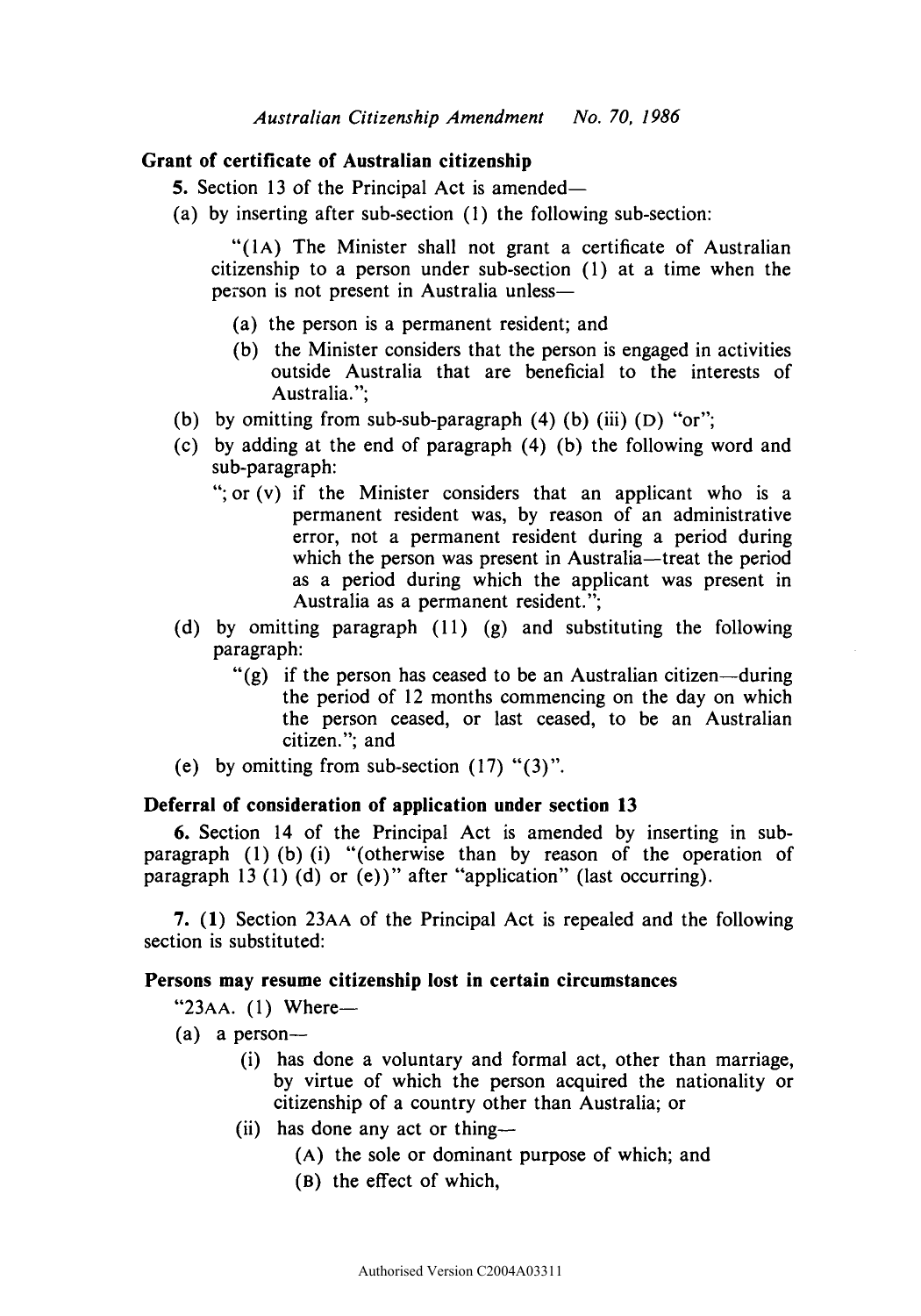**Grant of certificate of Australian citizenship**

**5.** Section 13 of the Principal Act is amended—

(a) by inserting after sub-section (1) the following sub-section:

"(1A) The Minister shall not grant a certificate of Australian citizenship to a person under sub-section (1) at a time when the person is not present in Australia unless—

(a) the person is a permanent resident; and

(b) the Minister considers that the person is engaged in activities outside Australia that are beneficial to the interests of Australia.";

(b) by omitting from sub-sub-paragraph (4) (b) (iii) (D) "or";

(c) by adding at the end of paragraph (4) (b) the following word and sub-paragraph:

"; or (v) if the Minister considers that an applicant who is a permanent resident was, by reason of an administrative error, not a permanent resident during a period during which the person was present in Australia—treat the period as a period during which the applicant was present in Australia as a permanent resident.";

(d) by omitting paragraph (11) (g) and substituting the following paragraph:

"(g) if the person has ceased to be an Australian citizen—during the period of 12 months commencing on the day on which the person ceased, or last ceased, to be an Australian citizen."; and

(e) by omitting from sub-section (17) "(3)".

**Deferral of consideration of application under section 13**

**6.** Section 14 of the Principal Act is amended by inserting in sub-paragraph (1) (b) (i) "(otherwise than by reason of the operation of paragraph 13 (1) (d) or (e))" after "application" (last occurring).

**7. (1)** Section 23AA of the Principal Act is repealed and the following section is substituted:

**Persons may resume citizenship lost in certain circumstances**

"23AA. (1) Where—

(a) a person—

(i) has done a voluntary and formal act, other than marriage, by virtue of which the person acquired the nationality or citizenship of a country other than Australia; or

(ii) has done any act or thing—

(A) the sole or dominant purpose of which; and

(B) the effect of which,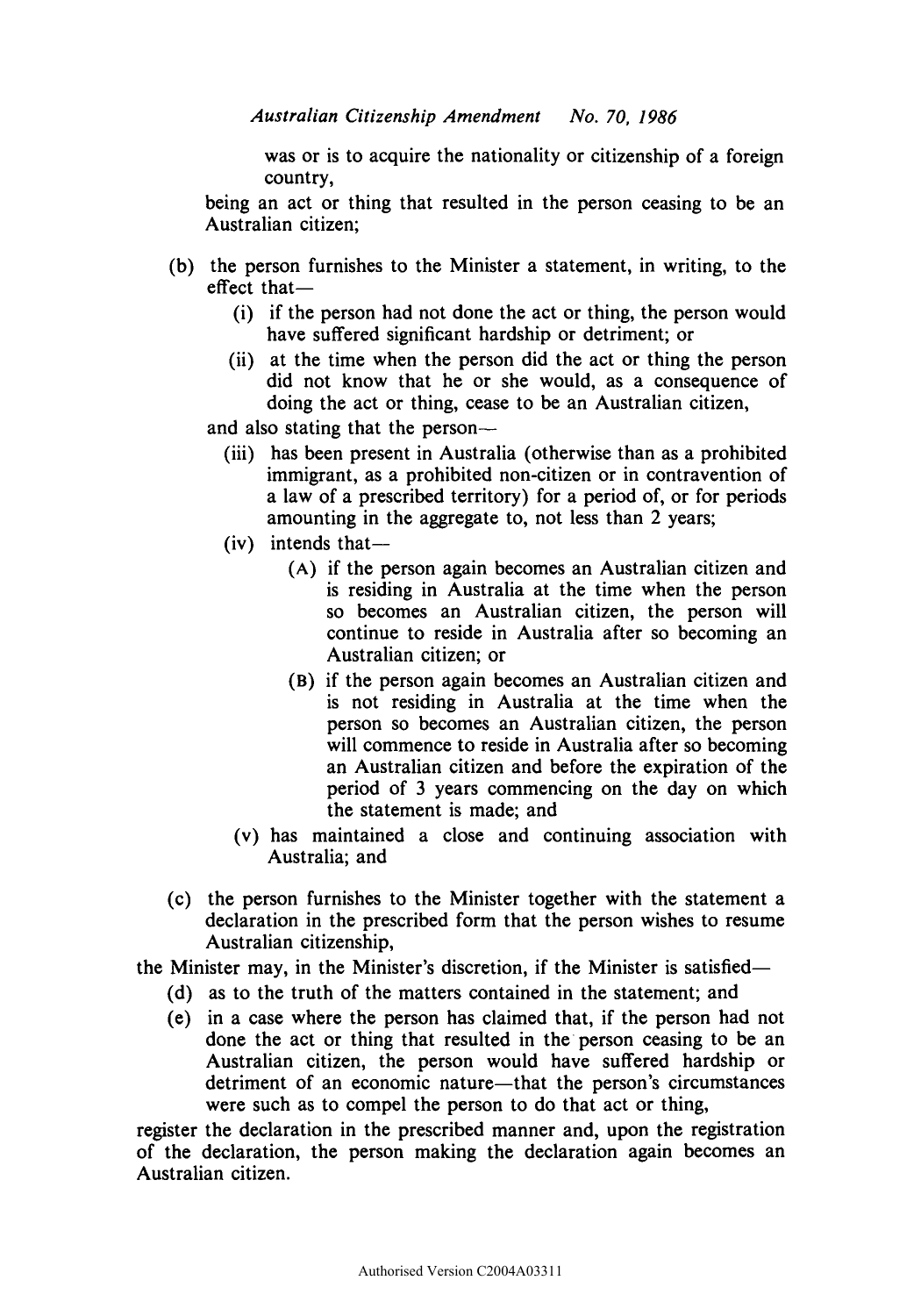was or is to acquire the nationality or citizenship of a foreign country,

being an act or thing that resulted in the person ceasing to be an Australian citizen;

(b) the person furnishes to the Minister a statement, in writing, to the effect that—

  (i) if the person had not done the act or thing, the person would have suffered significant hardship or detriment; or

  (ii) at the time when the person did the act or thing the person did not know that he or she would, as a consequence of doing the act or thing, cease to be an Australian citizen,

and also stating that the person—

  (iii) has been present in Australia (otherwise than as a prohibited immigrant, as a prohibited non-citizen or in contravention of a law of a prescribed territory) for a period of, or for periods amounting in the aggregate to, not less than 2 years;

  (iv) intends that—

    (A) if the person again becomes an Australian citizen and is residing in Australia at the time when the person so becomes an Australian citizen, the person will continue to reside in Australia after so becoming an Australian citizen; or

    (B) if the person again becomes an Australian citizen and is not residing in Australia at the time when the person so becomes an Australian citizen, the person will commence to reside in Australia after so becoming an Australian citizen and before the expiration of the period of 3 years commencing on the day on which the statement is made; and

  (v) has maintained a close and continuing association with Australia; and

(c) the person furnishes to the Minister together with the statement a declaration in the prescribed form that the person wishes to resume Australian citizenship,

the Minister may, in the Minister's discretion, if the Minister is satisfied—

(d) as to the truth of the matters contained in the statement; and

(e) in a case where the person has claimed that, if the person had not done the act or thing that resulted in the person ceasing to be an Australian citizen, the person would have suffered hardship or detriment of an economic nature—that the person's circumstances were such as to compel the person to do that act or thing,

register the declaration in the prescribed manner and, upon the registration of the declaration, the person making the declaration again becomes an Australian citizen.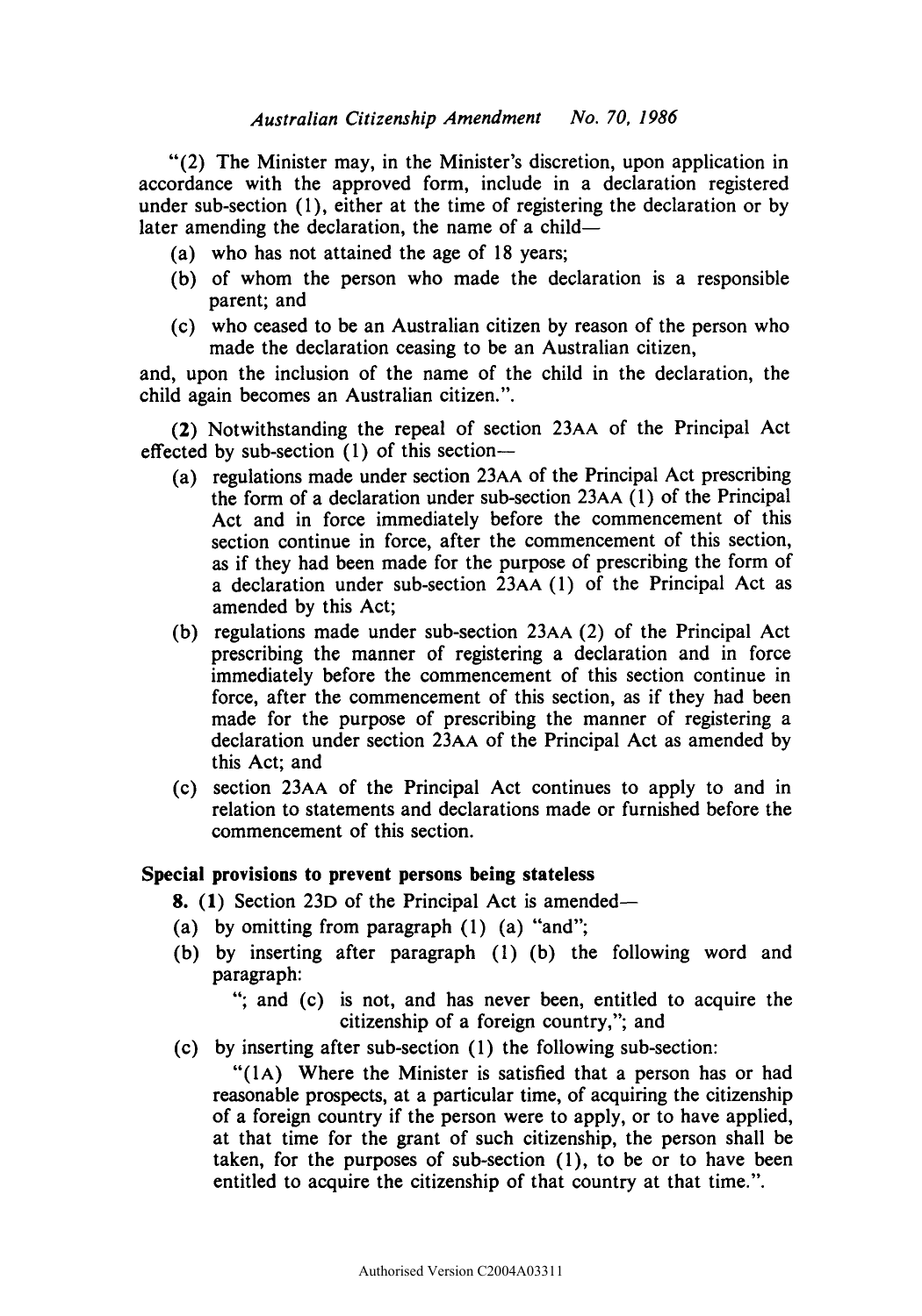"(2) The Minister may, in the Minister's discretion, upon application in accordance with the approved form, include in a declaration registered under sub-section (1), either at the time of registering the declaration or by later amending the declaration, the name of a child—

(a) who has not attained the age of 18 years;

(b) of whom the person who made the declaration is a responsible parent; and

(c) who ceased to be an Australian citizen by reason of the person who made the declaration ceasing to be an Australian citizen,

and, upon the inclusion of the name of the child in the declaration, the child again becomes an Australian citizen.".

**(2)** Notwithstanding the repeal of section 23AA of the Principal Act effected by sub-section (1) of this section—

(a) regulations made under section 23AA of the Principal Act prescribing the form of a declaration under sub-section 23AA (1) of the Principal Act and in force immediately before the commencement of this section continue in force, after the commencement of this section, as if they had been made for the purpose of prescribing the form of a declaration under sub-section 23AA (1) of the Principal Act as amended by this Act;

(b) regulations made under sub-section 23AA (2) of the Principal Act prescribing the manner of registering a declaration and in force immediately before the commencement of this section continue in force, after the commencement of this section, as if they had been made for the purpose of prescribing the manner of registering a declaration under section 23AA of the Principal Act as amended by this Act; and

(c) section 23AA of the Principal Act continues to apply to and in relation to statements and declarations made or furnished before the commencement of this section.

**Special provisions to prevent persons being stateless**

**8. (1)** Section 23D of the Principal Act is amended—

(a) by omitting from paragraph (1) (a) "and";

(b) by inserting after paragraph (1) (b) the following word and paragraph:

"; and (c) is not, and has never been, entitled to acquire the citizenship of a foreign country,"; and

(c) by inserting after sub-section (1) the following sub-section:

"(1A) Where the Minister is satisfied that a person has or had reasonable prospects, at a particular time, of acquiring the citizenship of a foreign country if the person were to apply, or to have applied, at that time for the grant of such citizenship, the person shall be taken, for the purposes of sub-section (1), to be or to have been entitled to acquire the citizenship of that country at that time.".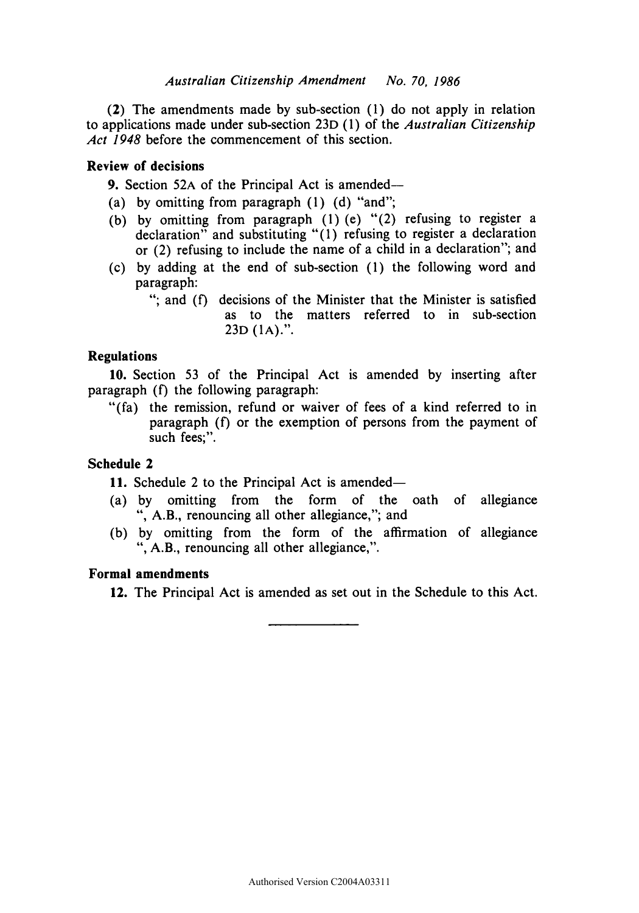(**2**) The amendments made by sub-section (1) do not apply in relation to applications made under sub-section 23D (1) of the *Australian Citizenship Act 1948* before the commencement of this section.

**Review of decisions**

**9.** Section 52A of the Principal Act is amended—

(a) by omitting from paragraph (1) (d) "and";

(b) by omitting from paragraph (1) (e) "(2) refusing to register a declaration" and substituting "(1) refusing to register a declaration or (2) refusing to include the name of a child in a declaration"; and

(c) by adding at the end of sub-section (1) the following word and paragraph:

"; and (f) decisions of the Minister that the Minister is satisfied as to the matters referred to in sub-section 23D (1A).".

**Regulations**

**10.** Section 53 of the Principal Act is amended by inserting after paragraph (f) the following paragraph:

"(fa) the remission, refund or waiver of fees of a kind referred to in paragraph (f) or the exemption of persons from the payment of such fees;".

**Schedule 2**

**11.** Schedule 2 to the Principal Act is amended—

(a) by omitting from the form of the oath of allegiance ", A.B., renouncing all other allegiance,"; and

(b) by omitting from the form of the affirmation of allegiance ", A.B., renouncing all other allegiance,".

**Formal amendments**

**12.** The Principal Act is amended as set out in the Schedule to this Act.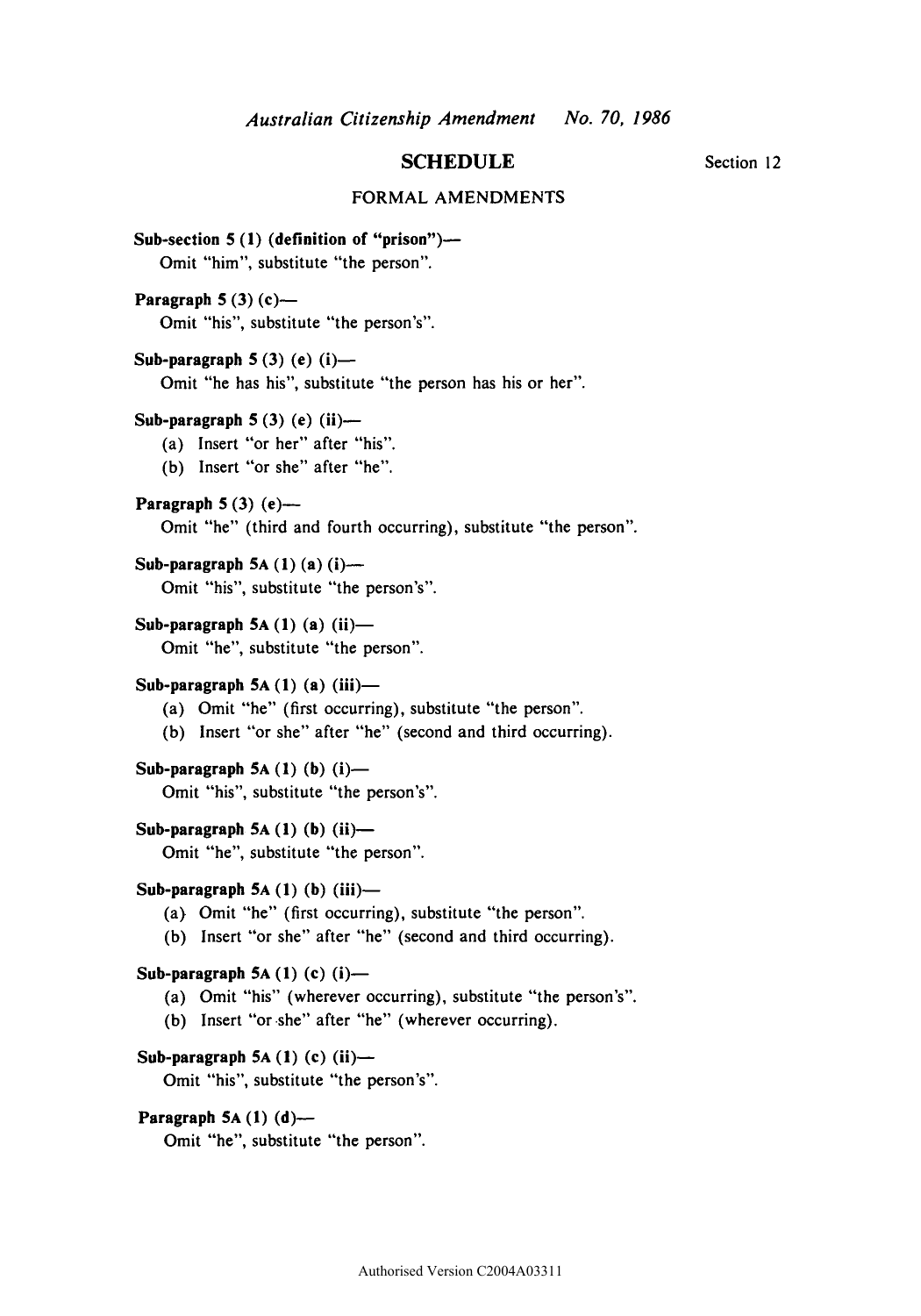## SCHEDULE

Section 12

### FORMAL AMENDMENTS

**Sub-section 5 (1) (definition of "prison")—**

Omit "him", substitute "the person".

**Paragraph 5 (3) (c)—**

Omit "his", substitute "the person's".

**Sub-paragraph 5 (3) (e) (i)—**

Omit "he has his", substitute "the person has his or her".

**Sub-paragraph 5 (3) (e) (ii)—**

(a) Insert "or her" after "his".

(b) Insert "or she" after "he".

**Paragraph 5 (3) (e)—**

Omit "he" (third and fourth occurring), substitute "the person".

**Sub-paragraph 5A (1) (a) (i)—**

Omit "his", substitute "the person's".

**Sub-paragraph 5A (1) (a) (ii)—**

Omit "he", substitute "the person".

**Sub-paragraph 5A (1) (a) (iii)—**

(a) Omit "he" (first occurring), substitute "the person".

(b) Insert "or she" after "he" (second and third occurring).

**Sub-paragraph 5A (1) (b) (i)—**

Omit "his", substitute "the person's".

**Sub-paragraph 5A (1) (b) (ii)—**

Omit "he", substitute "the person".

**Sub-paragraph 5A (1) (b) (iii)—**

(a) Omit "he" (first occurring), substitute "the person".

(b) Insert "or she" after "he" (second and third occurring).

**Sub-paragraph 5A (1) (c) (i)—**

(a) Omit "his" (wherever occurring), substitute "the person's".

(b) Insert "or she" after "he" (wherever occurring).

**Sub-paragraph 5A (1) (c) (ii)—**

Omit "his", substitute "the person's".

**Paragraph 5A (1) (d)—**

Omit "he", substitute "the person".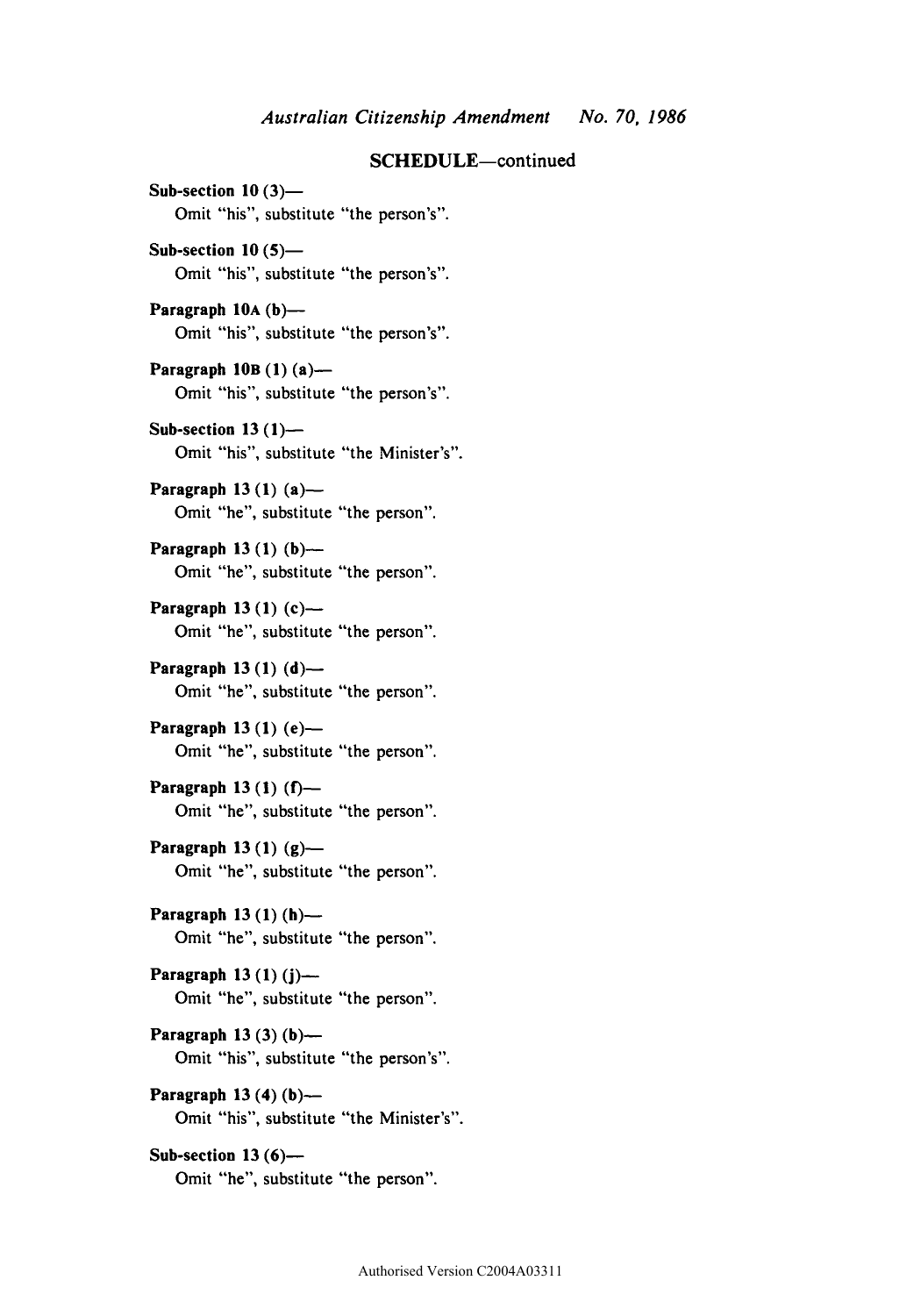## SCHEDULE—continued

**Sub-section 10 (3)—**
Omit "his", substitute "the person's".

**Sub-section 10 (5)—**
Omit "his", substitute "the person's".

**Paragraph 10A (b)—**
Omit "his", substitute "the person's".

**Paragraph 10B (1) (a)—**
Omit "his", substitute "the person's".

**Sub-section 13 (1)—**
Omit "his", substitute "the Minister's".

**Paragraph 13 (1) (a)—**
Omit "he", substitute "the person".

**Paragraph 13 (1) (b)—**
Omit "he", substitute "the person".

**Paragraph 13 (1) (c)—**
Omit "he", substitute "the person".

**Paragraph 13 (1) (d)—**
Omit "he", substitute "the person".

**Paragraph 13 (1) (e)—**
Omit "he", substitute "the person".

**Paragraph 13 (1) (f)—**
Omit "he", substitute "the person".

**Paragraph 13 (1) (g)—**
Omit "he", substitute "the person".

**Paragraph 13 (1) (h)—**
Omit "he", substitute "the person".

**Paragraph 13 (1) (j)—**
Omit "he", substitute "the person".

**Paragraph 13 (3) (b)—**
Omit "his", substitute "the person's".

**Paragraph 13 (4) (b)—**
Omit "his", substitute "the Minister's".

**Sub-section 13 (6)—**
Omit "he", substitute "the person".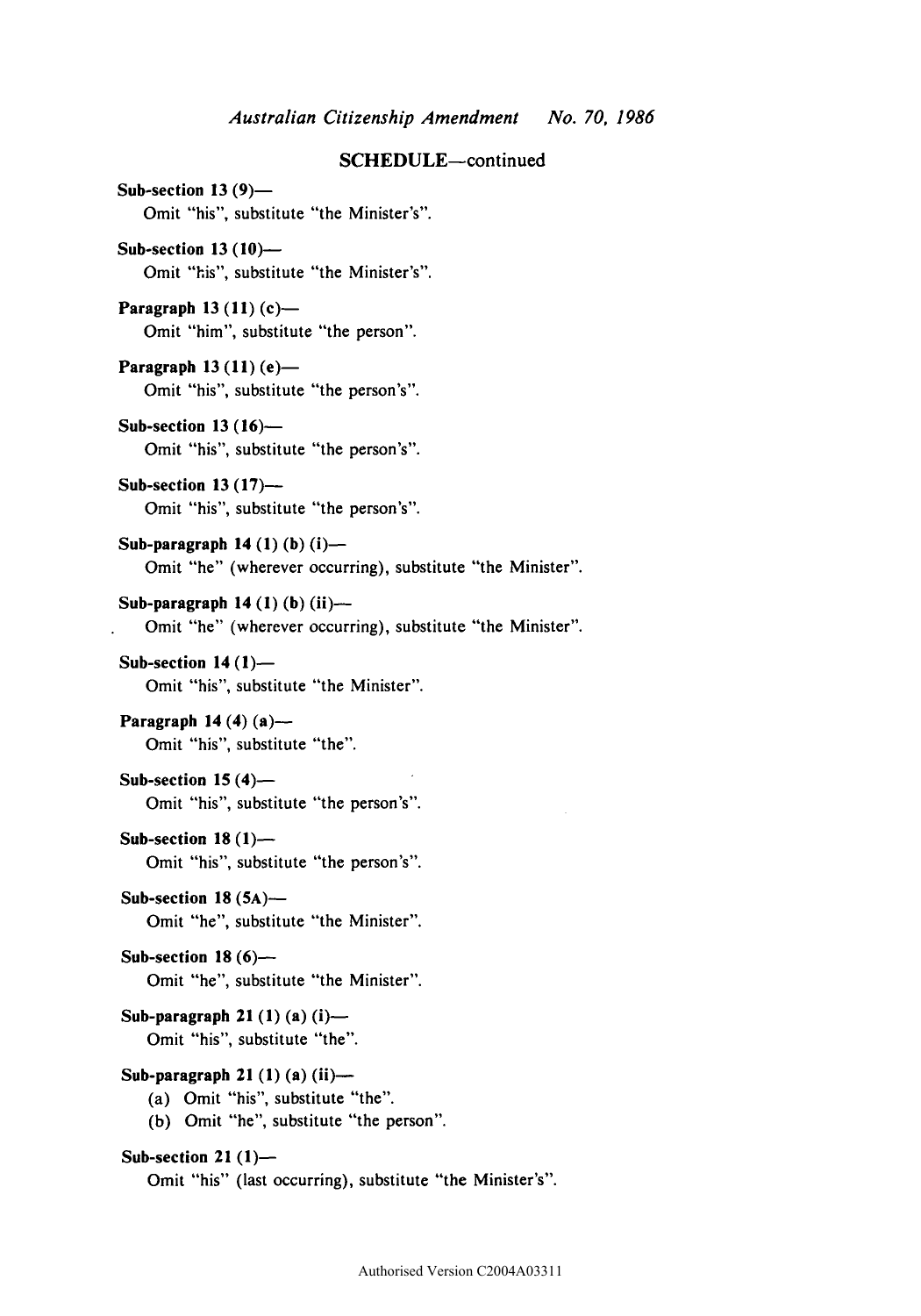## SCHEDULE—continued

**Sub-section 13 (9)—**

Omit "his", substitute "the Minister's".

**Sub-section 13 (10)—**

Omit "his", substitute "the Minister's".

**Paragraph 13 (11) (c)—**

Omit "him", substitute "the person".

**Paragraph 13 (11) (e)—**

Omit "his", substitute "the person's".

**Sub-section 13 (16)—**

Omit "his", substitute "the person's".

**Sub-section 13 (17)—**

Omit "his", substitute "the person's".

**Sub-paragraph 14 (1) (b) (i)—**

Omit "he" (wherever occurring), substitute "the Minister".

**Sub-paragraph 14 (1) (b) (ii)—**

Omit "he" (wherever occurring), substitute "the Minister".

**Sub-section 14 (1)—**

Omit "his", substitute "the Minister".

**Paragraph 14 (4) (a)—**

Omit "his", substitute "the".

**Sub-section 15 (4)—**

Omit "his", substitute "the person's".

**Sub-section 18 (1)—**

Omit "his", substitute "the person's".

**Sub-section 18 (5A)—**

Omit "he", substitute "the Minister".

**Sub-section 18 (6)—**

Omit "he", substitute "the Minister".

**Sub-paragraph 21 (1) (a) (i)—**

Omit "his", substitute "the".

**Sub-paragraph 21 (1) (a) (ii)—**

(a) Omit "his", substitute "the".

(b) Omit "he", substitute "the person".

**Sub-section 21 (1)—**

Omit "his" (last occurring), substitute "the Minister's".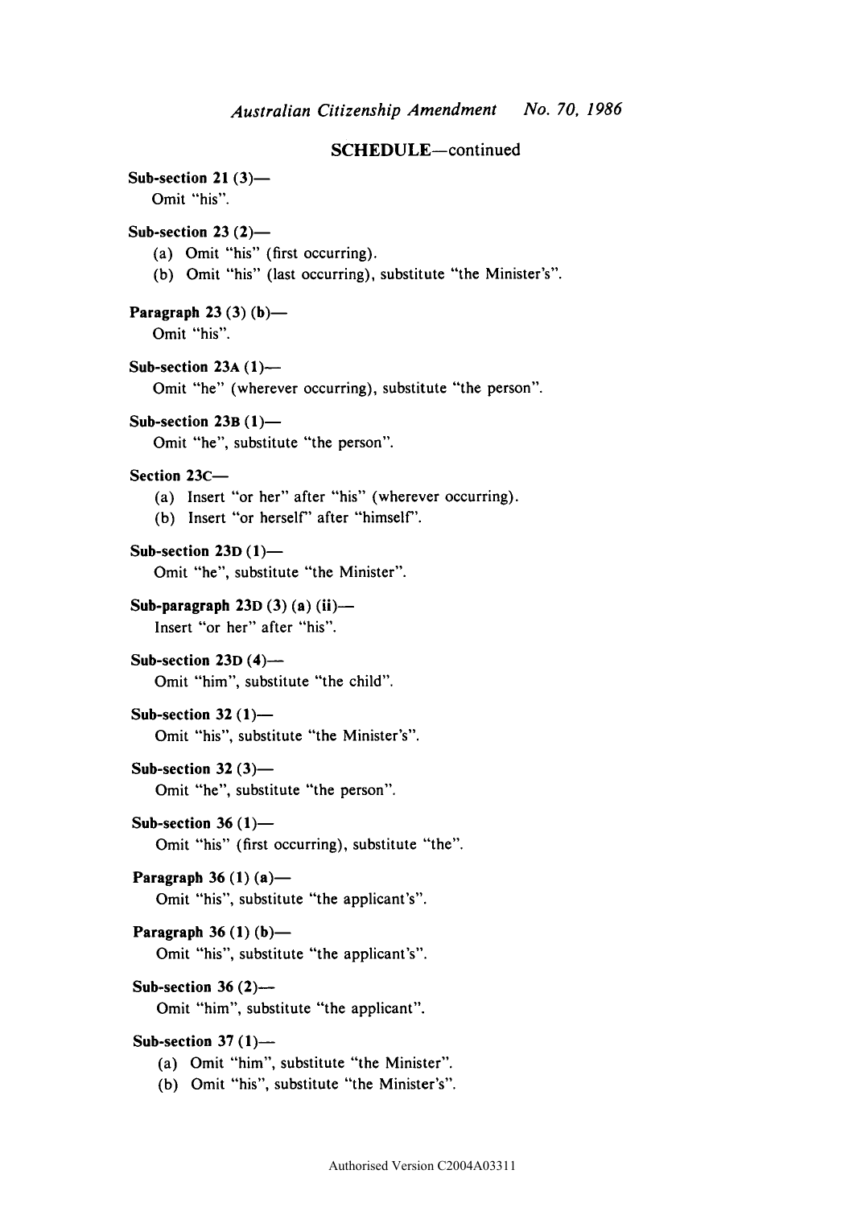**SCHEDULE**—continued

**Sub-section 21 (3)**—

Omit "his".

**Sub-section 23 (2)**—

(a) Omit "his" (first occurring).

(b) Omit "his" (last occurring), substitute "the Minister's".

**Paragraph 23 (3) (b)**—

Omit "his".

**Sub-section 23A (1)**—

Omit "he" (wherever occurring), substitute "the person".

**Sub-section 23B (1)**—

Omit "he", substitute "the person".

**Section 23C**—

(a) Insert "or her" after "his" (wherever occurring).

(b) Insert "or herself" after "himself".

**Sub-section 23D (1)**—

Omit "he", substitute "the Minister".

**Sub-paragraph 23D (3) (a) (ii)**—

Insert "or her" after "his".

**Sub-section 23D (4)**—

Omit "him", substitute "the child".

**Sub-section 32 (1)**—

Omit "his", substitute "the Minister's".

**Sub-section 32 (3)**—

Omit "he", substitute "the person".

**Sub-section 36 (1)**—

Omit "his" (first occurring), substitute "the".

**Paragraph 36 (1) (a)**—

Omit "his", substitute "the applicant's".

**Paragraph 36 (1) (b)**—

Omit "his", substitute "the applicant's".

**Sub-section 36 (2)**—

Omit "him", substitute "the applicant".

**Sub-section 37 (1)**—

(a) Omit "him", substitute "the Minister".

(b) Omit "his", substitute "the Minister's".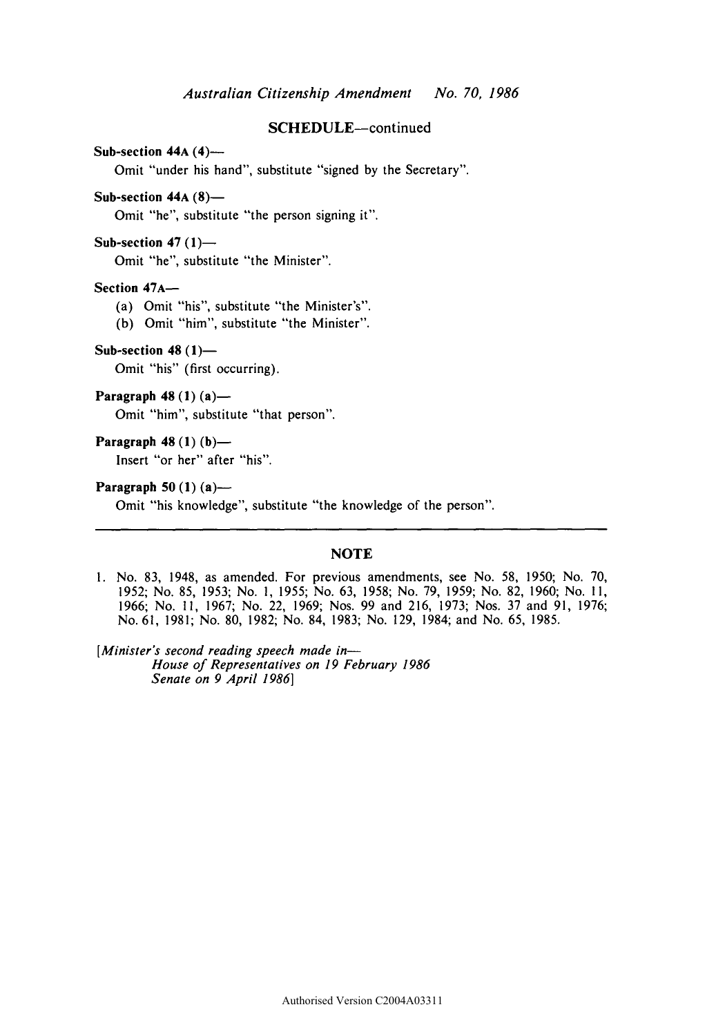## SCHEDULE—continued

**Sub-section 44A (4)—**

Omit "under his hand", substitute "signed by the Secretary".

**Sub-section 44A (8)—**

Omit "he", substitute "the person signing it".

**Sub-section 47 (1)—**

Omit "he", substitute "the Minister".

**Section 47A—**

(a) Omit "his", substitute "the Minister's".

(b) Omit "him", substitute "the Minister".

**Sub-section 48 (1)—**

Omit "his" (first occurring).

**Paragraph 48 (1) (a)—**

Omit "him", substitute "that person".

**Paragraph 48 (1) (b)—**

Insert "or her" after "his".

**Paragraph 50 (1) (a)—**

Omit "his knowledge", substitute "the knowledge of the person".

---

## NOTE

1. No. 83, 1948, as amended. For previous amendments, see No. 58, 1950; No. 70, 1952; No. 85, 1953; No. 1, 1955; No. 63, 1958; No. 79, 1959; No. 82, 1960; No. 11, 1966; No. 11, 1967; No. 22, 1969; Nos. 99 and 216, 1973; Nos. 37 and 91, 1976; No. 61, 1981; No. 80, 1982; No. 84, 1983; No. 129, 1984; and No. 65, 1985.

[*Minister's second reading speech made in—*
*House of Representatives on 19 February 1986*
*Senate on 9 April 1986*]